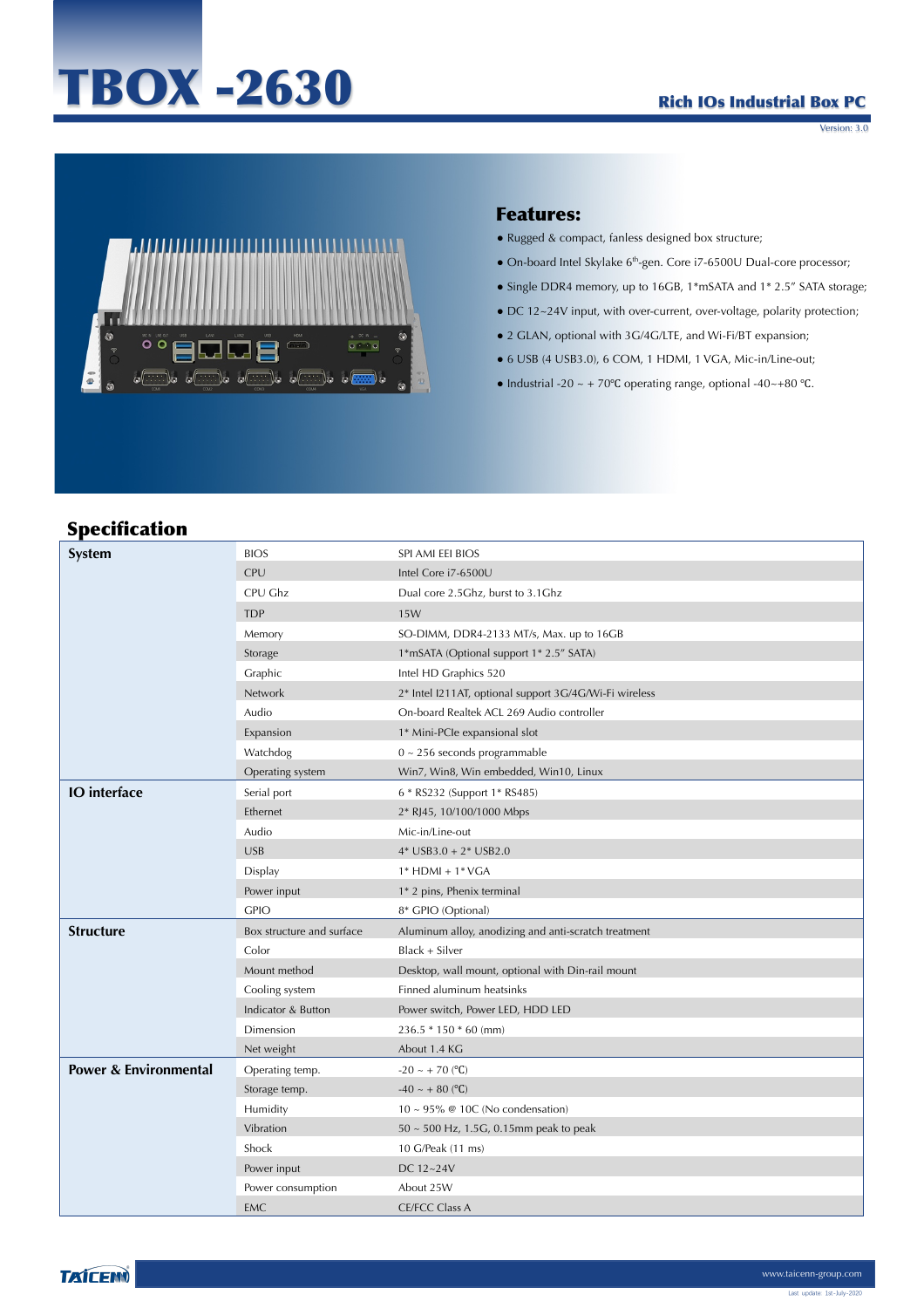# TBOX -2630

**Rich IOs Industrial Box PC**

Version: 3.0

## Features:

- Rugged & compact, fanless designed box structure;
- On-board Intel Skylake 6th-gen. Core i7-6500U Dual-core processor;
- Single DDR4 memory, up to 16GB, 1*mSATA and 1* 2.5" SATA storage;
- DC 12~24V input, with over-current, over-voltage, polarity protection;
- 2 GLAN, optional with 3G/4G/LTE, and Wi-Fi/BT expansion;
- 6 USB (4 USB3.0), 6 COM, 1 HDMI, 1 VGA, Mic-in/Line-out;
- Industrial -20 ~ + 70℃ operating range, optional -40~+80 ℃.

## Specification

| | | |
|---|---|---|
| **System** | BIOS | SPI AMI EEI BIOS |
| | CPU | Intel Core i7-6500U |
| | CPU Ghz | Dual core 2.5Ghz, burst to 3.1Ghz |
| | TDP | 15W |
| | Memory | SO-DIMM, DDR4-2133 MT/s, Max. up to 16GB |
| | Storage | 1*mSATA (Optional support 1* 2.5" SATA) |
| | Graphic | Intel HD Graphics 520 |
| | Network | 2* Intel I211AT, optional support 3G/4G/Wi-Fi wireless |
| | Audio | On-board Realtek ACL 269 Audio controller |
| | Expansion | 1* Mini-PCIe expansional slot |
| | Watchdog | 0 ~ 256 seconds programmable |
| | Operating system | Win7, Win8, Win embedded, Win10, Linux |
| **IO interface** | Serial port | 6 * RS232 (Support 1* RS485) |
| | Ethernet | 2* RJ45, 10/100/1000 Mbps |
| | Audio | Mic-in/Line-out |
| | USB | 4* USB3.0 + 2* USB2.0 |
| | Display | 1* HDMI + 1* VGA |
| | Power input | 1* 2 pins, Phenix terminal |
| | GPIO | 8* GPIO (Optional) |
| **Structure** | Box structure and surface | Aluminum alloy, anodizing and anti-scratch treatment |
| | Color | Black + Silver |
| | Mount method | Desktop, wall mount, optional with Din-rail mount |
| | Cooling system | Finned aluminum heatsinks |
| | Indicator & Button | Power switch, Power LED, HDD LED |
| | Dimension | 236.5 * 150 * 60 (mm) |
| | Net weight | About 1.4 KG |
| **Power & Environmental** | Operating temp. | -20 ~ + 70 (℃) |
| | Storage temp. | -40 ~ + 80 (℃) |
| | Humidity | 10 ~ 95% @ 10C (No condensation) |
| | Vibration | 50 ~ 500 Hz, 1.5G, 0.15mm peak to peak |
| | Shock | 10 G/Peak (11 ms) |
| | Power input | DC 12~24V |
| | Power consumption | About 25W |
| | EMC | CE/FCC Class A |

TAICENN

www.taicenn-group.com

Last update: 1st-July-2020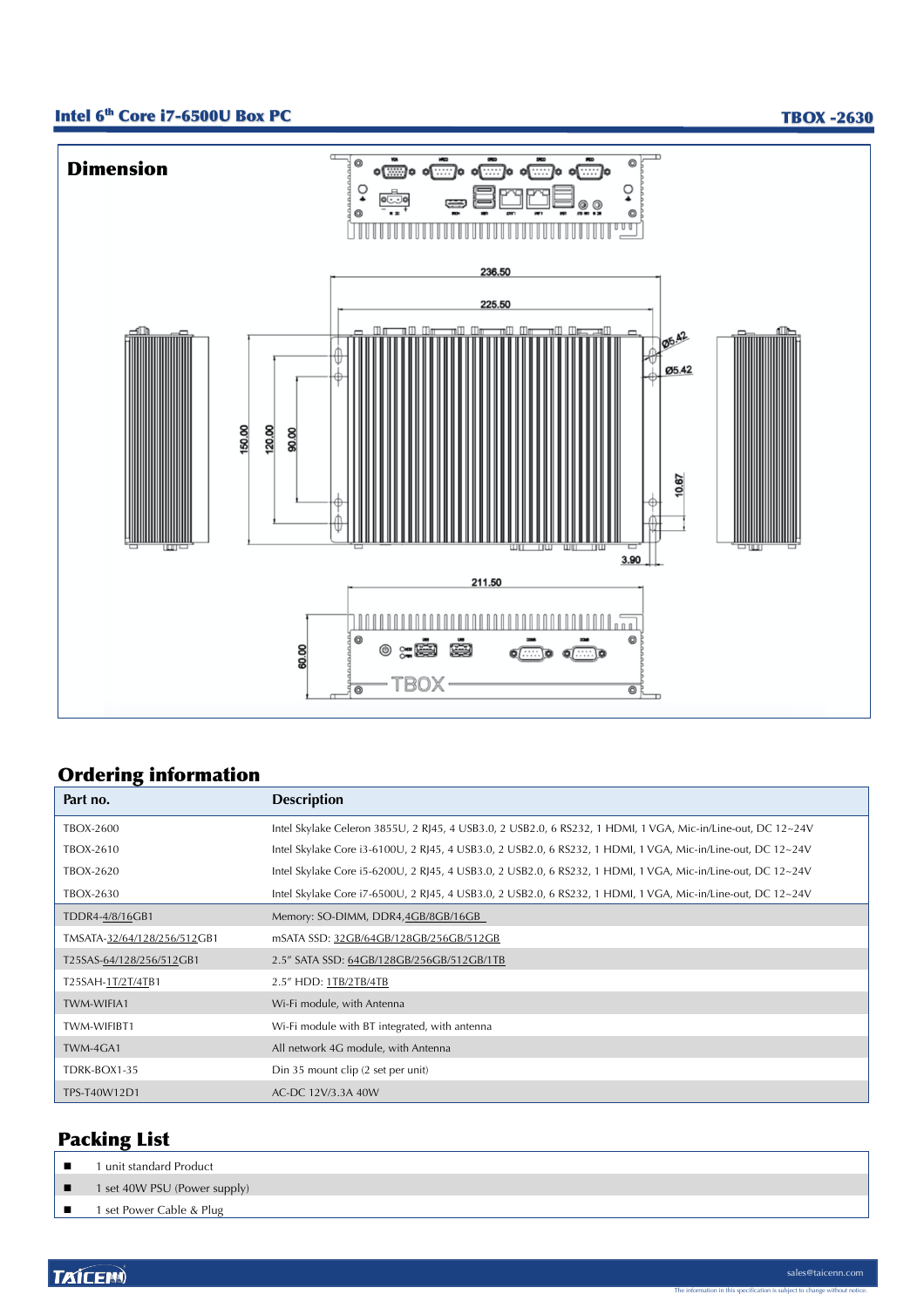## Dimension

236.50
225.50
Ø5.42
Ø5.42
150.00
120.00
90.00
10.67
3.90
211.50
60.00
TBOX

## Ordering information

| Part no. | Description |
|---|---|
| TBOX-2600 | Intel Skylake Celeron 3855U, 2 RJ45, 4 USB3.0, 2 USB2.0, 6 RS232, 1 HDMI, 1 VGA, Mic-in/Line-out, DC 12~24V |
| TBOX-2610 | Intel Skylake Core i3-6100U, 2 RJ45, 4 USB3.0, 2 USB2.0, 6 RS232, 1 HDMI, 1 VGA, Mic-in/Line-out, DC 12~24V |
| TBOX-2620 | Intel Skylake Core i5-6200U, 2 RJ45, 4 USB3.0, 2 USB2.0, 6 RS232, 1 HDMI, 1 VGA, Mic-in/Line-out, DC 12~24V |
| TBOX-2630 | Intel Skylake Core i7-6500U, 2 RJ45, 4 USB3.0, 2 USB2.0, 6 RS232, 1 HDMI, 1 VGA, Mic-in/Line-out, DC 12~24V |
| TDDR4-4/8/16GB1 | Memory: SO-DIMM, DDR4,4GB/8GB/16GB |
| TMSATA-32/64/128/256/512GB1 | mSATA SSD: 32GB/64GB/128GB/256GB/512GB |
| T25SAS-64/128/256/512GB1 | 2.5" SATA SSD: 64GB/128GB/256GB/512GB/1TB |
| T25SAH-1T/2T/4TB1 | 2.5" HDD: 1TB/2TB/4TB |
| TWM-WIFIA1 | Wi-Fi module, with Antenna |
| TWM-WIFIBT1 | Wi-Fi module with BT integrated, with antenna |
| TWM-4GA1 | All network 4G module, with Antenna |
| TDRK-BOX1-35 | Din 35 mount clip (2 set per unit) |
| TPS-T40W12D1 | AC-DC 12V/3.3A 40W |

## Packing List

- 1 unit standard Product
- 1 set 40W PSU (Power supply)
- 1 set Power Cable & Plug